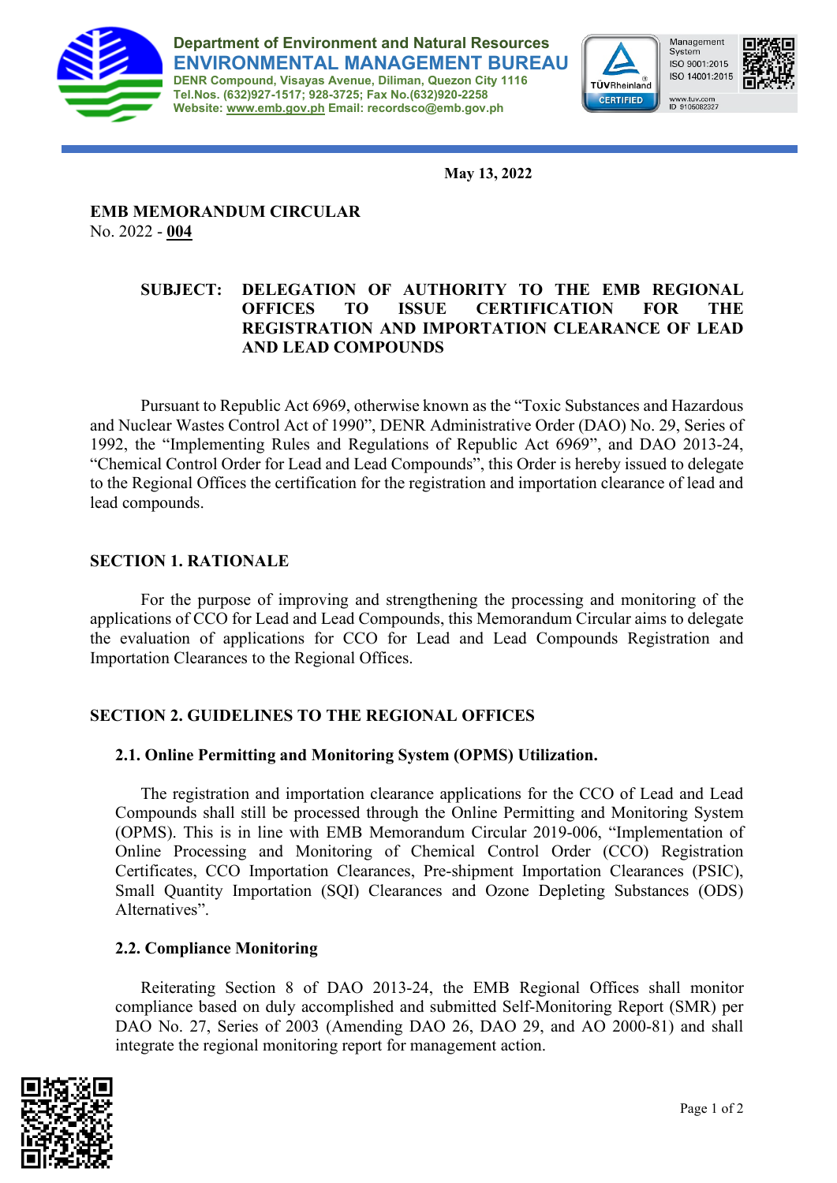Department of Environment and Natural Resources
**ENVIRONMENTAL MANAGEMENT BUREAU**
DENR Compound, Visayas Avenue, Diliman, Quezon City 1116
Tel.Nos. (632)927-1517; 928-3725; Fax No.(632)920-2258
Website: www.emb.gov.ph Email: recordsco@emb.gov.ph

May 13, 2022

**EMB MEMORANDUM CIRCULAR**
No. 2022 - **004**

**SUBJECT: DELEGATION OF AUTHORITY TO THE EMB REGIONAL OFFICES TO ISSUE CERTIFICATION FOR THE REGISTRATION AND IMPORTATION CLEARANCE OF LEAD AND LEAD COMPOUNDS**

Pursuant to Republic Act 6969, otherwise known as the "Toxic Substances and Hazardous and Nuclear Wastes Control Act of 1990", DENR Administrative Order (DAO) No. 29, Series of 1992, the "Implementing Rules and Regulations of Republic Act 6969", and DAO 2013-24, "Chemical Control Order for Lead and Lead Compounds", this Order is hereby issued to delegate to the Regional Offices the certification for the registration and importation clearance of lead and lead compounds.

## SECTION 1. RATIONALE

For the purpose of improving and strengthening the processing and monitoring of the applications of CCO for Lead and Lead Compounds, this Memorandum Circular aims to delegate the evaluation of applications for CCO for Lead and Lead Compounds Registration and Importation Clearances to the Regional Offices.

## SECTION 2. GUIDELINES TO THE REGIONAL OFFICES

### 2.1. Online Permitting and Monitoring System (OPMS) Utilization.

The registration and importation clearance applications for the CCO of Lead and Lead Compounds shall still be processed through the Online Permitting and Monitoring System (OPMS). This is in line with EMB Memorandum Circular 2019-006, "Implementation of Online Processing and Monitoring of Chemical Control Order (CCO) Registration Certificates, CCO Importation Clearances, Pre-shipment Importation Clearances (PSIC), Small Quantity Importation (SQI) Clearances and Ozone Depleting Substances (ODS) Alternatives".

### 2.2. Compliance Monitoring

Reiterating Section 8 of DAO 2013-24, the EMB Regional Offices shall monitor compliance based on duly accomplished and submitted Self-Monitoring Report (SMR) per DAO No. 27, Series of 2003 (Amending DAO 26, DAO 29, and AO 2000-81) and shall integrate the regional monitoring report for management action.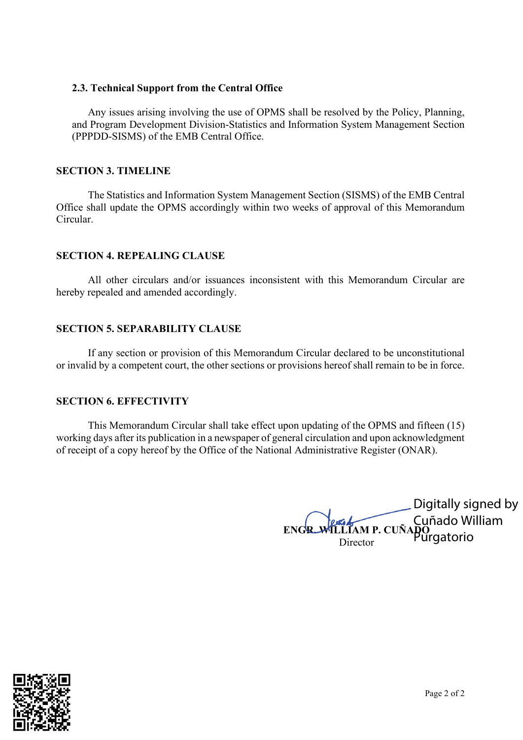### 2.3. Technical Support from the Central Office

Any issues arising involving the use of OPMS shall be resolved by the Policy, Planning, and Program Development Division-Statistics and Information System Management Section (PPPDD-SISMS) of the EMB Central Office.

## SECTION 3. TIMELINE

The Statistics and Information System Management Section (SISMS) of the EMB Central Office shall update the OPMS accordingly within two weeks of approval of this Memorandum Circular.

## SECTION 4. REPEALING CLAUSE

All other circulars and/or issuances inconsistent with this Memorandum Circular are hereby repealed and amended accordingly.

## SECTION 5. SEPARABILITY CLAUSE

If any section or provision of this Memorandum Circular declared to be unconstitutional or invalid by a competent court, the other sections or provisions hereof shall remain to be in force.

## SECTION 6. EFFECTIVITY

This Memorandum Circular shall take effect upon updating of the OPMS and fifteen (15) working days after its publication in a newspaper of general circulation and upon acknowledgment of receipt of a copy hereof by the Office of the National Administrative Register (ONAR).

Digitally signed by Cuñado William Purgatorio

**ENGR. WILLIAM P. CUÑADO**
Director